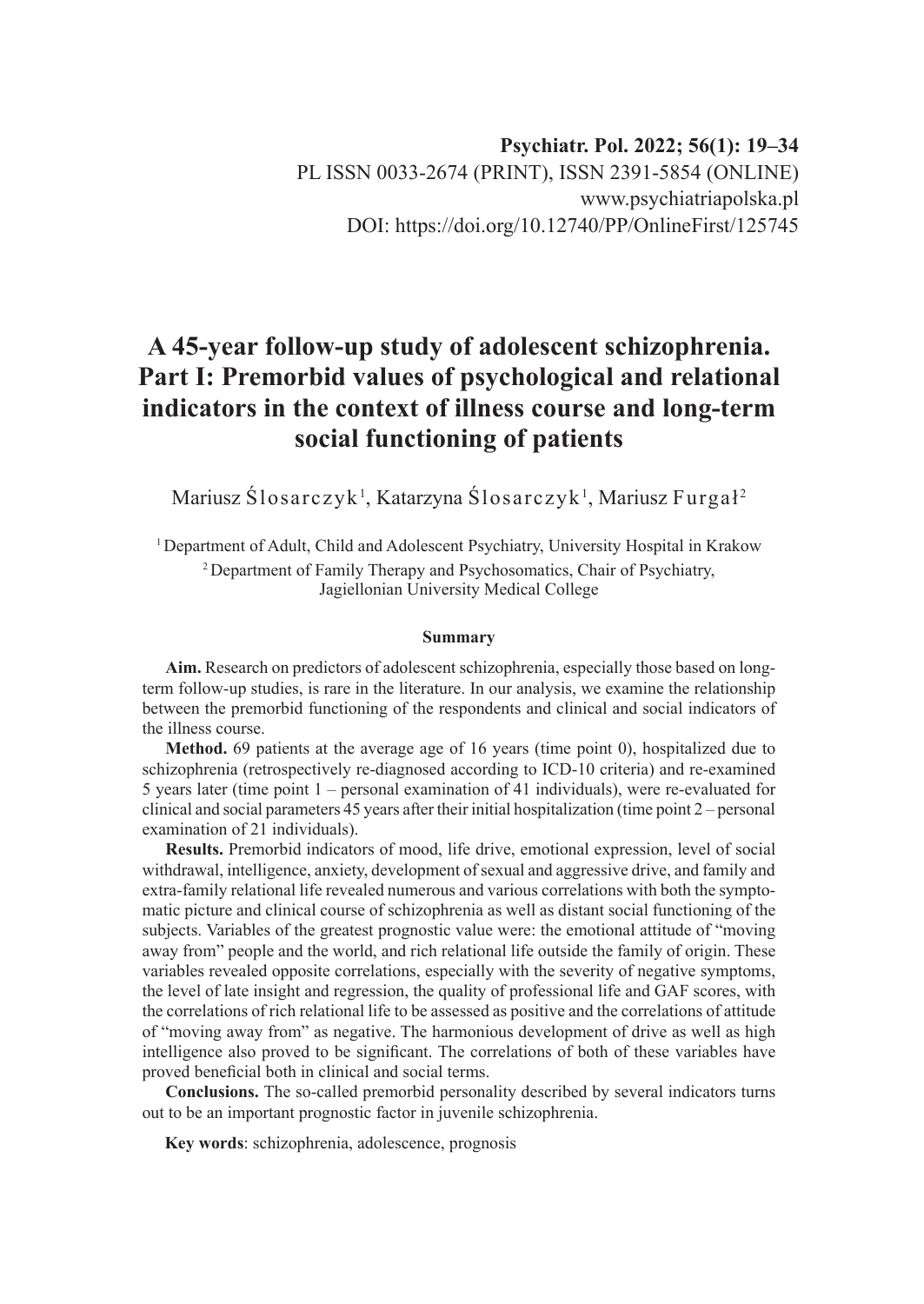**Psychiatr. Pol. 2022; 56(1): 19–34**
PL ISSN 0033-2674 (PRINT), ISSN 2391-5854 (ONLINE)
www.psychiatriapolska.pl
DOI: https://doi.org/10.12740/PP/OnlineFirst/125745

# A 45-year follow-up study of adolescent schizophrenia. Part I: Premorbid values of psychological and relational indicators in the context of illness course and long-term social functioning of patients

Mariusz Ślosarczyk[1], Katarzyna Ślosarczyk[1], Mariusz Furgał[2]

[1] Department of Adult, Child and Adolescent Psychiatry, University Hospital in Krakow

[2] Department of Family Therapy and Psychosomatics, Chair of Psychiatry, Jagiellonian University Medical College

### Summary

**Aim.** Research on predictors of adolescent schizophrenia, especially those based on long-term follow-up studies, is rare in the literature. In our analysis, we examine the relationship between the premorbid functioning of the respondents and clinical and social indicators of the illness course.

**Method.** 69 patients at the average age of 16 years (time point 0), hospitalized due to schizophrenia (retrospectively re-diagnosed according to ICD-10 criteria) and re-examined 5 years later (time point 1 – personal examination of 41 individuals), were re-evaluated for clinical and social parameters 45 years after their initial hospitalization (time point 2 – personal examination of 21 individuals).

**Results.** Premorbid indicators of mood, life drive, emotional expression, level of social withdrawal, intelligence, anxiety, development of sexual and aggressive drive, and family and extra-family relational life revealed numerous and various correlations with both the symptomatic picture and clinical course of schizophrenia as well as distant social functioning of the subjects. Variables of the greatest prognostic value were: the emotional attitude of "moving away from" people and the world, and rich relational life outside the family of origin. These variables revealed opposite correlations, especially with the severity of negative symptoms, the level of late insight and regression, the quality of professional life and GAF scores, with the correlations of rich relational life to be assessed as positive and the correlations of attitude of "moving away from" as negative. The harmonious development of drive as well as high intelligence also proved to be significant. The correlations of both of these variables have proved beneficial both in clinical and social terms.

**Conclusions.** The so-called premorbid personality described by several indicators turns out to be an important prognostic factor in juvenile schizophrenia.

**Key words**: schizophrenia, adolescence, prognosis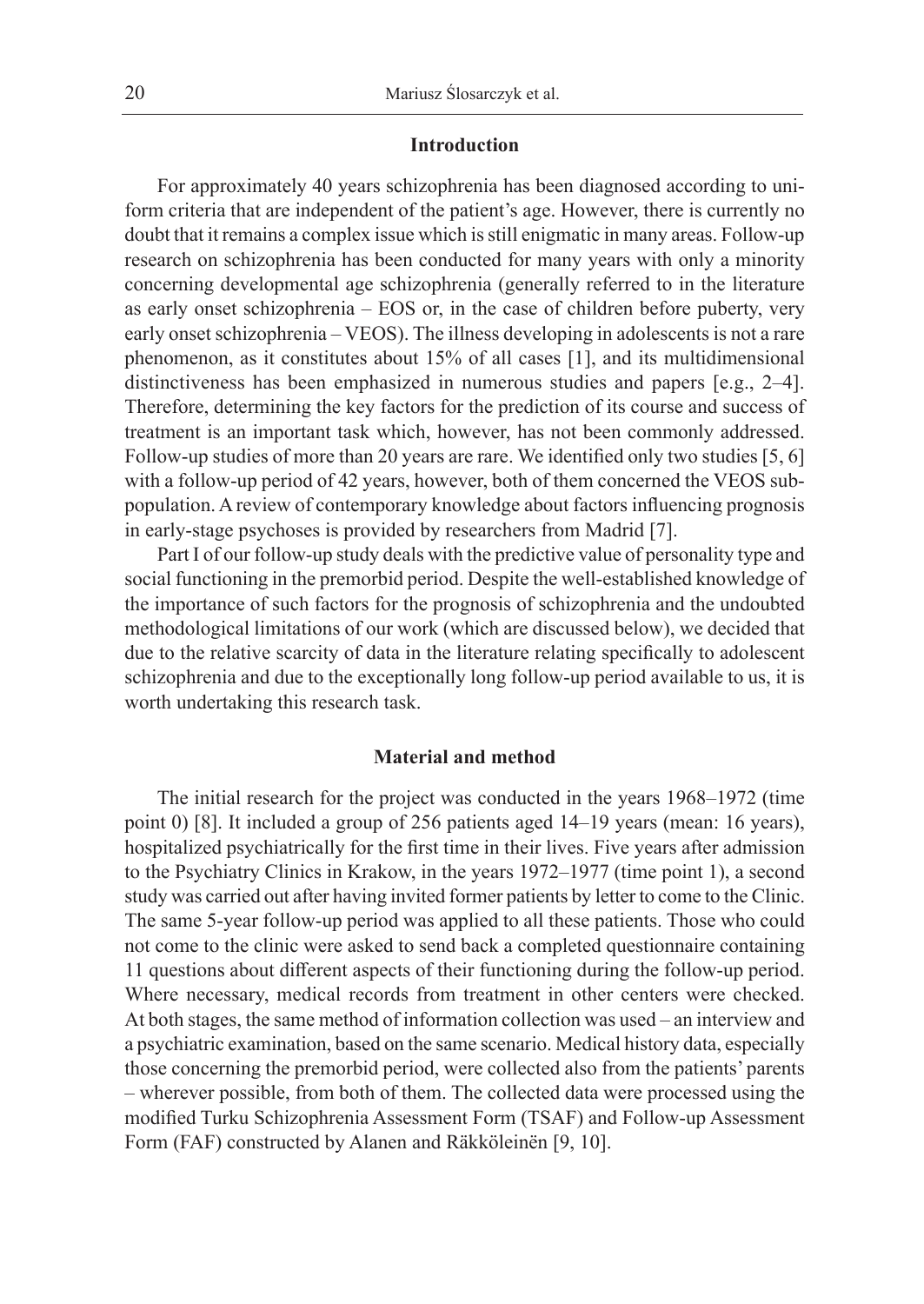## Introduction

For approximately 40 years schizophrenia has been diagnosed according to uniform criteria that are independent of the patient's age. However, there is currently no doubt that it remains a complex issue which is still enigmatic in many areas. Follow-up research on schizophrenia has been conducted for many years with only a minority concerning developmental age schizophrenia (generally referred to in the literature as early onset schizophrenia – EOS or, in the case of children before puberty, very early onset schizophrenia – VEOS). The illness developing in adolescents is not a rare phenomenon, as it constitutes about 15% of all cases [1], and its multidimensional distinctiveness has been emphasized in numerous studies and papers [e.g., 2–4]. Therefore, determining the key factors for the prediction of its course and success of treatment is an important task which, however, has not been commonly addressed. Follow-up studies of more than 20 years are rare. We identified only two studies [5, 6] with a follow-up period of 42 years, however, both of them concerned the VEOS subpopulation. A review of contemporary knowledge about factors influencing prognosis in early-stage psychoses is provided by researchers from Madrid [7].

Part I of our follow-up study deals with the predictive value of personality type and social functioning in the premorbid period. Despite the well-established knowledge of the importance of such factors for the prognosis of schizophrenia and the undoubted methodological limitations of our work (which are discussed below), we decided that due to the relative scarcity of data in the literature relating specifically to adolescent schizophrenia and due to the exceptionally long follow-up period available to us, it is worth undertaking this research task.

## Material and method

The initial research for the project was conducted in the years 1968–1972 (time point 0) [8]. It included a group of 256 patients aged 14–19 years (mean: 16 years), hospitalized psychiatrically for the first time in their lives. Five years after admission to the Psychiatry Clinics in Krakow, in the years 1972–1977 (time point 1), a second study was carried out after having invited former patients by letter to come to the Clinic. The same 5-year follow-up period was applied to all these patients. Those who could not come to the clinic were asked to send back a completed questionnaire containing 11 questions about different aspects of their functioning during the follow-up period. Where necessary, medical records from treatment in other centers were checked. At both stages, the same method of information collection was used – an interview and a psychiatric examination, based on the same scenario. Medical history data, especially those concerning the premorbid period, were collected also from the patients' parents – wherever possible, from both of them. The collected data were processed using the modified Turku Schizophrenia Assessment Form (TSAF) and Follow-up Assessment Form (FAF) constructed by Alanen and Räkköleinën [9, 10].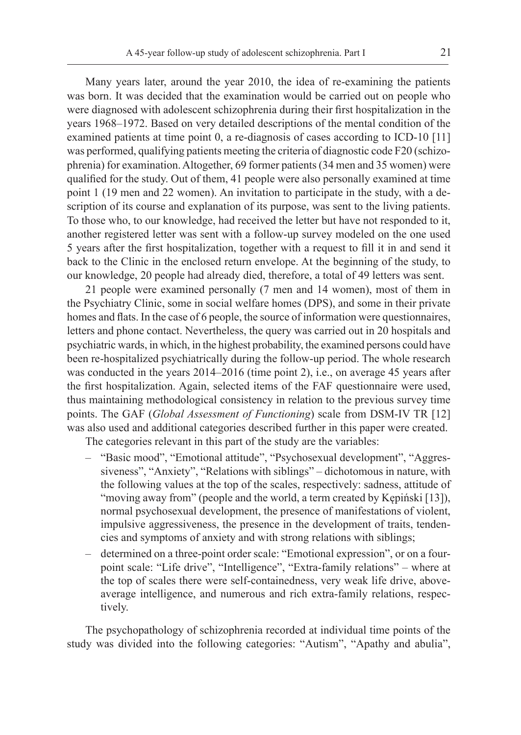Many years later, around the year 2010, the idea of re-examining the patients was born. It was decided that the examination would be carried out on people who were diagnosed with adolescent schizophrenia during their first hospitalization in the years 1968–1972. Based on very detailed descriptions of the mental condition of the examined patients at time point 0, a re-diagnosis of cases according to ICD-10 [11] was performed, qualifying patients meeting the criteria of diagnostic code F20 (schizophrenia) for examination. Altogether, 69 former patients (34 men and 35 women) were qualified for the study. Out of them, 41 people were also personally examined at time point 1 (19 men and 22 women). An invitation to participate in the study, with a description of its course and explanation of its purpose, was sent to the living patients. To those who, to our knowledge, had received the letter but have not responded to it, another registered letter was sent with a follow-up survey modeled on the one used 5 years after the first hospitalization, together with a request to fill it in and send it back to the Clinic in the enclosed return envelope. At the beginning of the study, to our knowledge, 20 people had already died, therefore, a total of 49 letters was sent.

21 people were examined personally (7 men and 14 women), most of them in the Psychiatry Clinic, some in social welfare homes (DPS), and some in their private homes and flats. In the case of 6 people, the source of information were questionnaires, letters and phone contact. Nevertheless, the query was carried out in 20 hospitals and psychiatric wards, in which, in the highest probability, the examined persons could have been re-hospitalized psychiatrically during the follow-up period. The whole research was conducted in the years 2014–2016 (time point 2), i.e., on average 45 years after the first hospitalization. Again, selected items of the FAF questionnaire were used, thus maintaining methodological consistency in relation to the previous survey time points. The GAF (*Global Assessment of Functioning*) scale from DSM-IV TR [12] was also used and additional categories described further in this paper were created.

The categories relevant in this part of the study are the variables:

- "Basic mood", "Emotional attitude", "Psychosexual development", "Aggressiveness", "Anxiety", "Relations with siblings" – dichotomous in nature, with the following values at the top of the scales, respectively: sadness, attitude of "moving away from" (people and the world, a term created by Kępiński [13]), normal psychosexual development, the presence of manifestations of violent, impulsive aggressiveness, the presence in the development of traits, tendencies and symptoms of anxiety and with strong relations with siblings;
- determined on a three-point order scale: "Emotional expression", or on a four-point scale: "Life drive", "Intelligence", "Extra-family relations" – where at the top of scales there were self-containedness, very weak life drive, above-average intelligence, and numerous and rich extra-family relations, respectively.

The psychopathology of schizophrenia recorded at individual time points of the study was divided into the following categories: "Autism", "Apathy and abulia",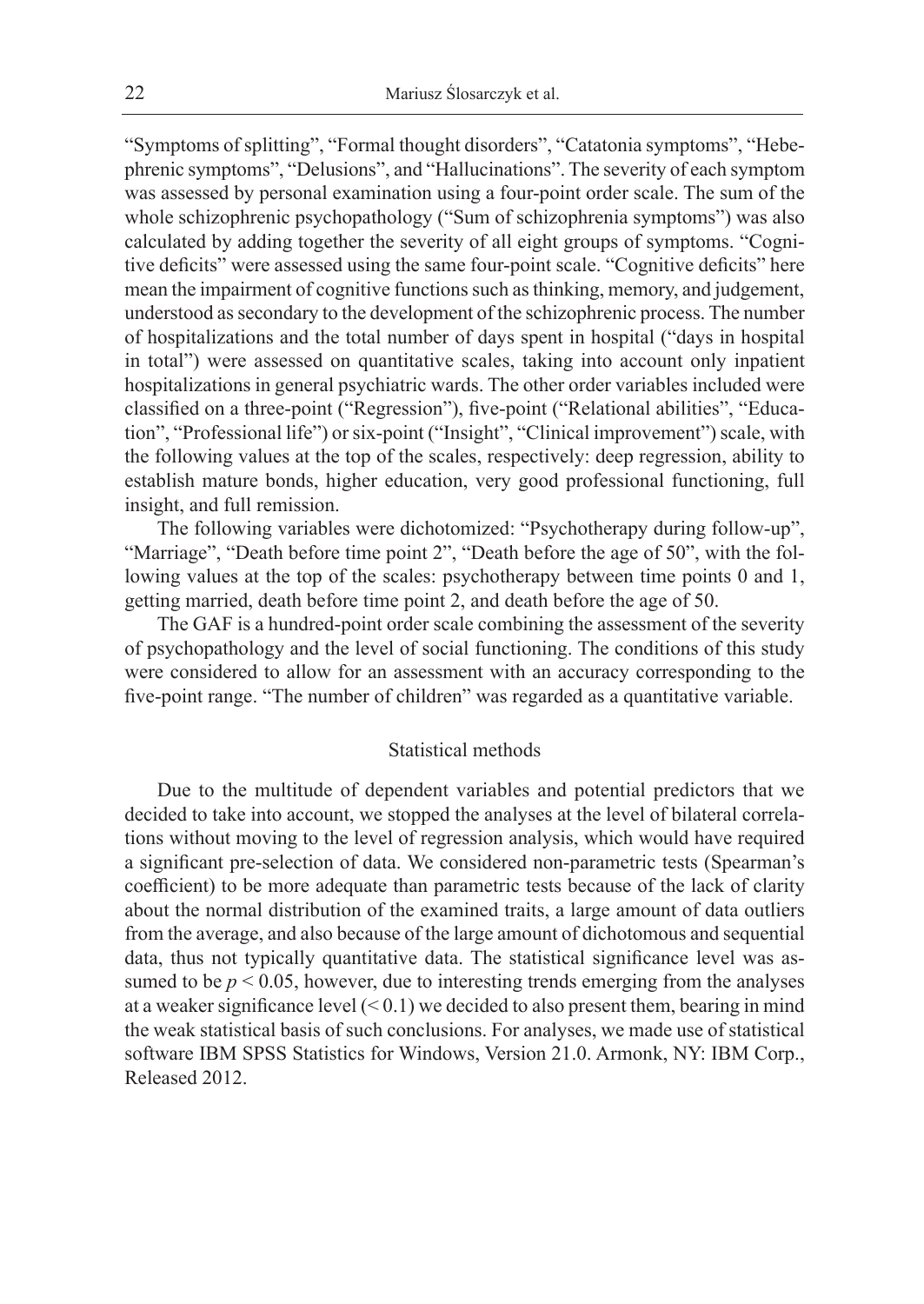"Symptoms of splitting", "Formal thought disorders", "Catatonia symptoms", "Hebephrenic symptoms", "Delusions", and "Hallucinations". The severity of each symptom was assessed by personal examination using a four-point order scale. The sum of the whole schizophrenic psychopathology ("Sum of schizophrenia symptoms") was also calculated by adding together the severity of all eight groups of symptoms. "Cognitive deficits" were assessed using the same four-point scale. "Cognitive deficits" here mean the impairment of cognitive functions such as thinking, memory, and judgement, understood as secondary to the development of the schizophrenic process. The number of hospitalizations and the total number of days spent in hospital ("days in hospital in total") were assessed on quantitative scales, taking into account only inpatient hospitalizations in general psychiatric wards. The other order variables included were classified on a three-point ("Regression"), five-point ("Relational abilities", "Education", "Professional life") or six-point ("Insight", "Clinical improvement") scale, with the following values at the top of the scales, respectively: deep regression, ability to establish mature bonds, higher education, very good professional functioning, full insight, and full remission.

The following variables were dichotomized: "Psychotherapy during follow-up", "Marriage", "Death before time point 2", "Death before the age of 50", with the following values at the top of the scales: psychotherapy between time points 0 and 1, getting married, death before time point 2, and death before the age of 50.

The GAF is a hundred-point order scale combining the assessment of the severity of psychopathology and the level of social functioning. The conditions of this study were considered to allow for an assessment with an accuracy corresponding to the five-point range. "The number of children" was regarded as a quantitative variable.

## Statistical methods

Due to the multitude of dependent variables and potential predictors that we decided to take into account, we stopped the analyses at the level of bilateral correlations without moving to the level of regression analysis, which would have required a significant pre-selection of data. We considered non-parametric tests (Spearman's coefficient) to be more adequate than parametric tests because of the lack of clarity about the normal distribution of the examined traits, a large amount of data outliers from the average, and also because of the large amount of dichotomous and sequential data, thus not typically quantitative data. The statistical significance level was assumed to be $p < 0.05$, however, due to interesting trends emerging from the analyses at a weaker significance level ($< 0.1$) we decided to also present them, bearing in mind the weak statistical basis of such conclusions. For analyses, we made use of statistical software IBM SPSS Statistics for Windows, Version 21.0. Armonk, NY: IBM Corp., Released 2012.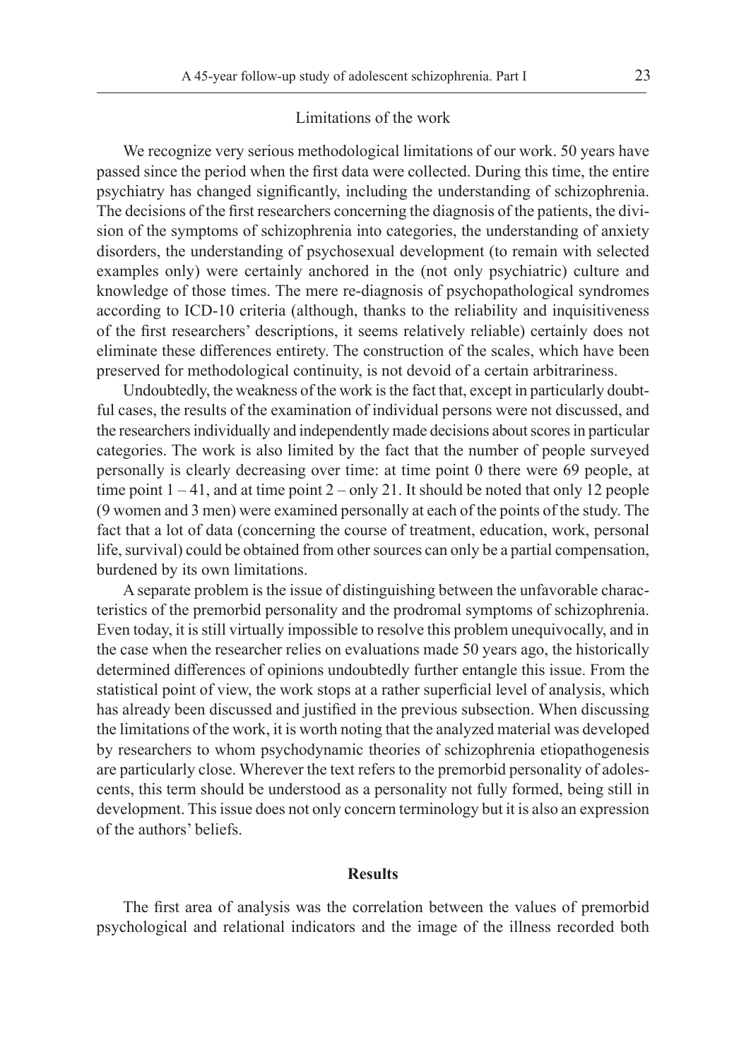## Limitations of the work

We recognize very serious methodological limitations of our work. 50 years have passed since the period when the first data were collected. During this time, the entire psychiatry has changed significantly, including the understanding of schizophrenia. The decisions of the first researchers concerning the diagnosis of the patients, the division of the symptoms of schizophrenia into categories, the understanding of anxiety disorders, the understanding of psychosexual development (to remain with selected examples only) were certainly anchored in the (not only psychiatric) culture and knowledge of those times. The mere re-diagnosis of psychopathological syndromes according to ICD-10 criteria (although, thanks to the reliability and inquisitiveness of the first researchers' descriptions, it seems relatively reliable) certainly does not eliminate these differences entirety. The construction of the scales, which have been preserved for methodological continuity, is not devoid of a certain arbitrariness.

Undoubtedly, the weakness of the work is the fact that, except in particularly doubtful cases, the results of the examination of individual persons were not discussed, and the researchers individually and independently made decisions about scores in particular categories. The work is also limited by the fact that the number of people surveyed personally is clearly decreasing over time: at time point 0 there were 69 people, at time point 1 – 41, and at time point 2 – only 21. It should be noted that only 12 people (9 women and 3 men) were examined personally at each of the points of the study. The fact that a lot of data (concerning the course of treatment, education, work, personal life, survival) could be obtained from other sources can only be a partial compensation, burdened by its own limitations.

A separate problem is the issue of distinguishing between the unfavorable characteristics of the premorbid personality and the prodromal symptoms of schizophrenia. Even today, it is still virtually impossible to resolve this problem unequivocally, and in the case when the researcher relies on evaluations made 50 years ago, the historically determined differences of opinions undoubtedly further entangle this issue. From the statistical point of view, the work stops at a rather superficial level of analysis, which has already been discussed and justified in the previous subsection. When discussing the limitations of the work, it is worth noting that the analyzed material was developed by researchers to whom psychodynamic theories of schizophrenia etiopathogenesis are particularly close. Wherever the text refers to the premorbid personality of adolescents, this term should be understood as a personality not fully formed, being still in development. This issue does not only concern terminology but it is also an expression of the authors' beliefs.

## Results

The first area of analysis was the correlation between the values of premorbid psychological and relational indicators and the image of the illness recorded both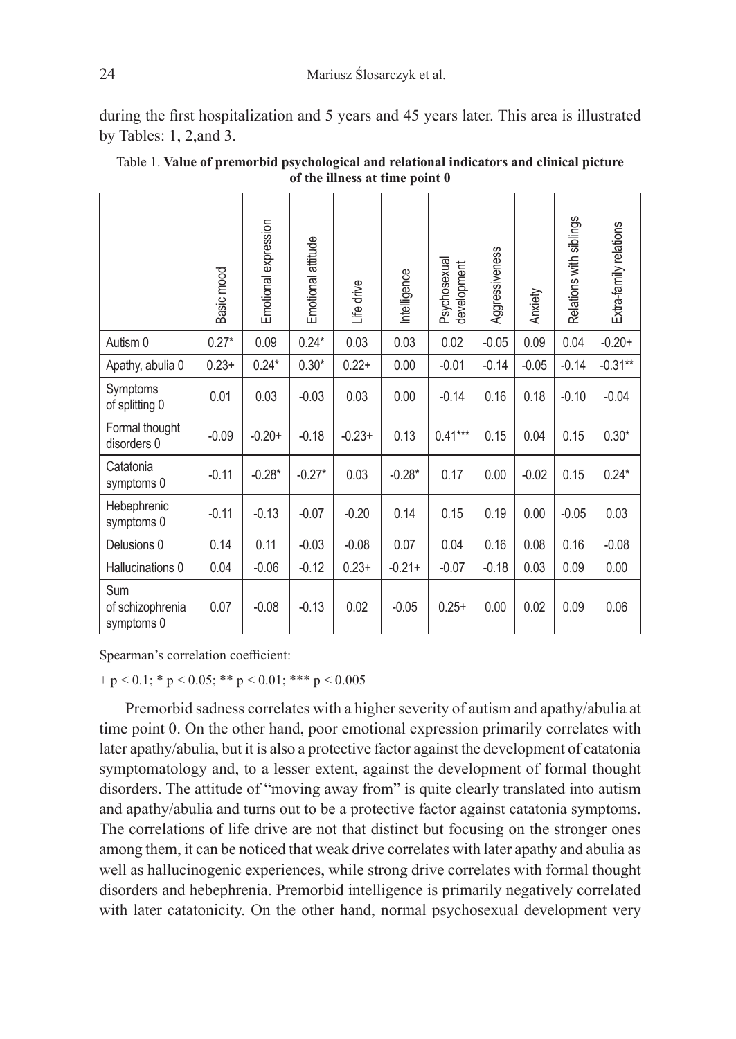during the first hospitalization and 5 years and 45 years later. This area is illustrated by Tables: 1, 2,and 3.

Table 1. **Value of premorbid psychological and relational indicators and clinical picture of the illness at time point 0**

| | Basic mood | Emotional expression | Emotional attitude | Life drive | Intelligence | Psychosexual development | Aggressiveness | Anxiety | Relations with siblings | Extra-family relations |
|---|---|---|---|---|---|---|---|---|---|---|
| Autism 0 | 0.27* | 0.09 | 0.24* | 0.03 | 0.03 | 0.02 | -0.05 | 0.09 | 0.04 | -0.20+ |
| Apathy, abulia 0 | 0.23+ | 0.24* | 0.30* | 0.22+ | 0.00 | -0.01 | -0.14 | -0.05 | -0.14 | -0.31** |
| Symptoms of splitting 0 | 0.01 | 0.03 | -0.03 | 0.03 | 0.00 | -0.14 | 0.16 | 0.18 | -0.10 | -0.04 |
| Formal thought disorders 0 | -0.09 | -0.20+ | -0.18 | -0.23+ | 0.13 | 0.41*** | 0.15 | 0.04 | 0.15 | 0.30* |
| Catatonia symptoms 0 | -0.11 | -0.28* | -0.27* | 0.03 | -0.28* | 0.17 | 0.00 | -0.02 | 0.15 | 0.24* |
| Hebephrenic symptoms 0 | -0.11 | -0.13 | -0.07 | -0.20 | 0.14 | 0.15 | 0.19 | 0.00 | -0.05 | 0.03 |
| Delusions 0 | 0.14 | 0.11 | -0.03 | -0.08 | 0.07 | 0.04 | 0.16 | 0.08 | 0.16 | -0.08 |
| Hallucinations 0 | 0.04 | -0.06 | -0.12 | 0.23+ | -0.21+ | -0.07 | -0.18 | 0.03 | 0.09 | 0.00 |
| Sum of schizophrenia symptoms 0 | 0.07 | -0.08 | -0.13 | 0.02 | -0.05 | 0.25+ | 0.00 | 0.02 | 0.09 | 0.06 |

Spearman's correlation coefficient:

+ $p < 0.1$; * $p < 0.05$; ** $p < 0.01$; *** $p < 0.005$

Premorbid sadness correlates with a higher severity of autism and apathy/abulia at time point 0. On the other hand, poor emotional expression primarily correlates with later apathy/abulia, but it is also a protective factor against the development of catatonia symptomatology and, to a lesser extent, against the development of formal thought disorders. The attitude of "moving away from" is quite clearly translated into autism and apathy/abulia and turns out to be a protective factor against catatonia symptoms. The correlations of life drive are not that distinct but focusing on the stronger ones among them, it can be noticed that weak drive correlates with later apathy and abulia as well as hallucinogenic experiences, while strong drive correlates with formal thought disorders and hebephrenia. Premorbid intelligence is primarily negatively correlated with later catatonicity. On the other hand, normal psychosexual development very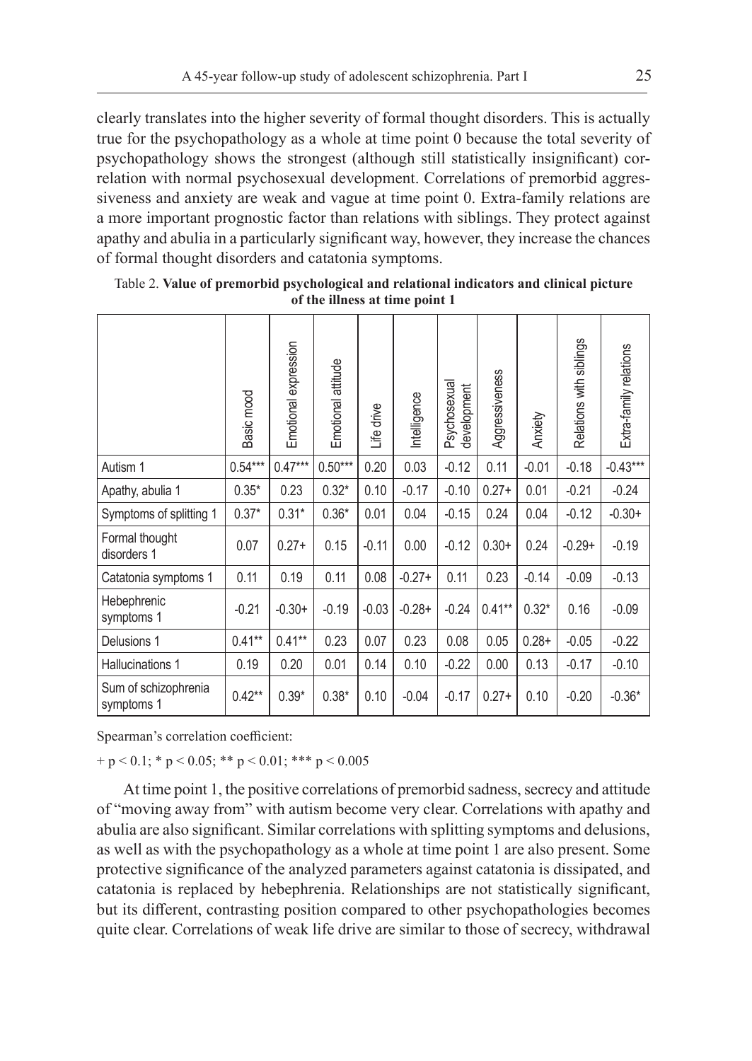clearly translates into the higher severity of formal thought disorders. This is actually true for the psychopathology as a whole at time point 0 because the total severity of psychopathology shows the strongest (although still statistically insignificant) correlation with normal psychosexual development. Correlations of premorbid aggressiveness and anxiety are weak and vague at time point 0. Extra-family relations are a more important prognostic factor than relations with siblings. They protect against apathy and abulia in a particularly significant way, however, they increase the chances of formal thought disorders and catatonia symptoms.

Table 2. **Value of premorbid psychological and relational indicators and clinical picture of the illness at time point 1**

| | Basic mood | Emotional expression | Emotional attitude | Life drive | Intelligence | Psychosexual development | Aggressiveness | Anxiety | Relations with siblings | Extra-family relations |
|---|---|---|---|---|---|---|---|---|---|---|
| Autism 1 | 0.54*** | 0.47*** | 0.50*** | 0.20 | 0.03 | -0.12 | 0.11 | -0.01 | -0.18 | -0.43*** |
| Apathy, abulia 1 | 0.35* | 0.23 | 0.32* | 0.10 | -0.17 | -0.10 | 0.27+ | 0.01 | -0.21 | -0.24 |
| Symptoms of splitting 1 | 0.37* | 0.31* | 0.36* | 0.01 | 0.04 | -0.15 | 0.24 | 0.04 | -0.12 | -0.30+ |
| Formal thought disorders 1 | 0.07 | 0.27+ | 0.15 | -0.11 | 0.00 | -0.12 | 0.30+ | 0.24 | -0.29+ | -0.19 |
| Catatonia symptoms 1 | 0.11 | 0.19 | 0.11 | 0.08 | -0.27+ | 0.11 | 0.23 | -0.14 | -0.09 | -0.13 |
| Hebephrenic symptoms 1 | -0.21 | -0.30+ | -0.19 | -0.03 | -0.28+ | -0.24 | 0.41** | 0.32* | 0.16 | -0.09 |
| Delusions 1 | 0.41** | 0.41** | 0.23 | 0.07 | 0.23 | 0.08 | 0.05 | 0.28+ | -0.05 | -0.22 |
| Hallucinations 1 | 0.19 | 0.20 | 0.01 | 0.14 | 0.10 | -0.22 | 0.00 | 0.13 | -0.17 | -0.10 |
| Sum of schizophrenia symptoms 1 | 0.42** | 0.39* | 0.38* | 0.10 | -0.04 | -0.17 | 0.27+ | 0.10 | -0.20 | -0.36* |

Spearman's correlation coefficient:

+ $p < 0.1$; * $p < 0.05$; ** $p < 0.01$; *** $p < 0.005$

At time point 1, the positive correlations of premorbid sadness, secrecy and attitude of "moving away from" with autism become very clear. Correlations with apathy and abulia are also significant. Similar correlations with splitting symptoms and delusions, as well as with the psychopathology as a whole at time point 1 are also present. Some protective significance of the analyzed parameters against catatonia is dissipated, and catatonia is replaced by hebephrenia. Relationships are not statistically significant, but its different, contrasting position compared to other psychopathologies becomes quite clear. Correlations of weak life drive are similar to those of secrecy, withdrawal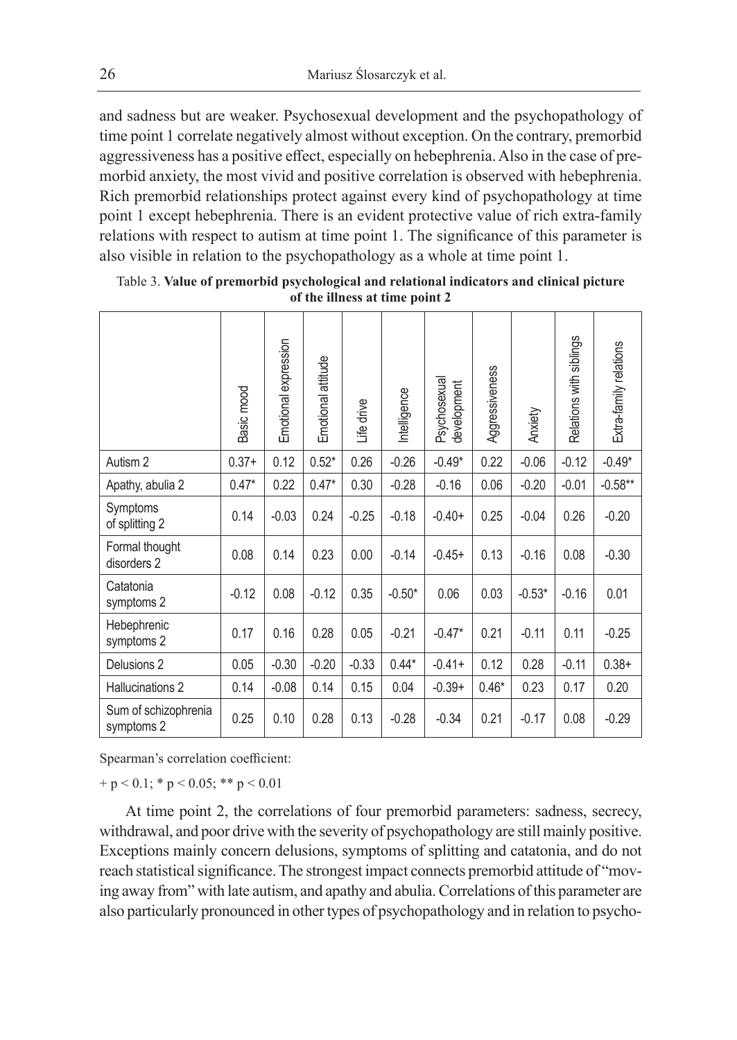and sadness but are weaker. Psychosexual development and the psychopathology of time point 1 correlate negatively almost without exception. On the contrary, premorbid aggressiveness has a positive effect, especially on hebephrenia. Also in the case of premorbid anxiety, the most vivid and positive correlation is observed with hebephrenia. Rich premorbid relationships protect against every kind of psychopathology at time point 1 except hebephrenia. There is an evident protective value of rich extra-family relations with respect to autism at time point 1. The significance of this parameter is also visible in relation to the psychopathology as a whole at time point 1.

Table 3. **Value of premorbid psychological and relational indicators and clinical picture of the illness at time point 2**

| | Basic mood | Emotional expression | Emotional attitude | Life drive | Intelligence | Psychosexual development | Aggressiveness | Anxiety | Relations with siblings | Extra-family relations |
|---|---|---|---|---|---|---|---|---|---|---|
| Autism 2 | 0.37+ | 0.12 | 0.52* | 0.26 | -0.26 | -0.49* | 0.22 | -0.06 | -0.12 | -0.49* |
| Apathy, abulia 2 | 0.47* | 0.22 | 0.47* | 0.30 | -0.28 | -0.16 | 0.06 | -0.20 | -0.01 | -0.58** |
| Symptoms of splitting 2 | 0.14 | -0.03 | 0.24 | -0.25 | -0.18 | -0.40+ | 0.25 | -0.04 | 0.26 | -0.20 |
| Formal thought disorders 2 | 0.08 | 0.14 | 0.23 | 0.00 | -0.14 | -0.45+ | 0.13 | -0.16 | 0.08 | -0.30 |
| Catatonia symptoms 2 | -0.12 | 0.08 | -0.12 | 0.35 | -0.50* | 0.06 | 0.03 | -0.53* | -0.16 | 0.01 |
| Hebephrenic symptoms 2 | 0.17 | 0.16 | 0.28 | 0.05 | -0.21 | -0.47* | 0.21 | -0.11 | 0.11 | -0.25 |
| Delusions 2 | 0.05 | -0.30 | -0.20 | -0.33 | 0.44* | -0.41+ | 0.12 | 0.28 | -0.11 | 0.38+ |
| Hallucinations 2 | 0.14 | -0.08 | 0.14 | 0.15 | 0.04 | -0.39+ | 0.46* | 0.23 | 0.17 | 0.20 |
| Sum of schizophrenia symptoms 2 | 0.25 | 0.10 | 0.28 | 0.13 | -0.28 | -0.34 | 0.21 | -0.17 | 0.08 | -0.29 |

Spearman's correlation coefficient:

+ $p < 0.1$; * $p < 0.05$; ** $p < 0.01$

At time point 2, the correlations of four premorbid parameters: sadness, secrecy, withdrawal, and poor drive with the severity of psychopathology are still mainly positive. Exceptions mainly concern delusions, symptoms of splitting and catatonia, and do not reach statistical significance. The strongest impact connects premorbid attitude of "moving away from" with late autism, and apathy and abulia. Correlations of this parameter are also particularly pronounced in other types of psychopathology and in relation to psycho-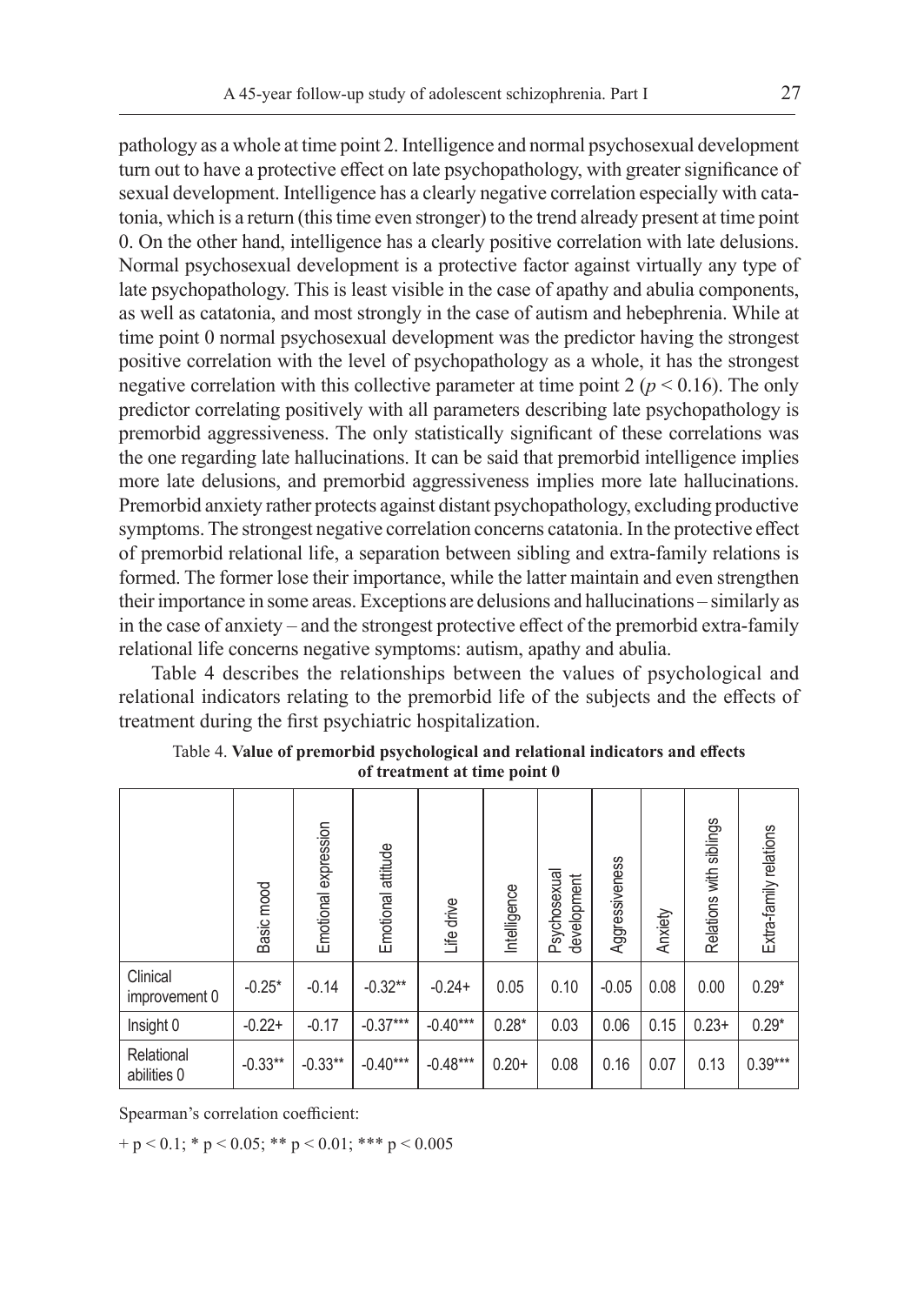pathology as a whole at time point 2. Intelligence and normal psychosexual development turn out to have a protective effect on late psychopathology, with greater significance of sexual development. Intelligence has a clearly negative correlation especially with catatonia, which is a return (this time even stronger) to the trend already present at time point 0. On the other hand, intelligence has a clearly positive correlation with late delusions. Normal psychosexual development is a protective factor against virtually any type of late psychopathology. This is least visible in the case of apathy and abulia components, as well as catatonia, and most strongly in the case of autism and hebephrenia. While at time point 0 normal psychosexual development was the predictor having the strongest positive correlation with the level of psychopathology as a whole, it has the strongest negative correlation with this collective parameter at time point 2 ($p < 0.16$). The only predictor correlating positively with all parameters describing late psychopathology is premorbid aggressiveness. The only statistically significant of these correlations was the one regarding late hallucinations. It can be said that premorbid intelligence implies more late delusions, and premorbid aggressiveness implies more late hallucinations. Premorbid anxiety rather protects against distant psychopathology, excluding productive symptoms. The strongest negative correlation concerns catatonia. In the protective effect of premorbid relational life, a separation between sibling and extra-family relations is formed. The former lose their importance, while the latter maintain and even strengthen their importance in some areas. Exceptions are delusions and hallucinations – similarly as in the case of anxiety – and the strongest protective effect of the premorbid extra-family relational life concerns negative symptoms: autism, apathy and abulia.

Table 4 describes the relationships between the values of psychological and relational indicators relating to the premorbid life of the subjects and the effects of treatment during the first psychiatric hospitalization.

Table 4. **Value of premorbid psychological and relational indicators and effects of treatment at time point 0**

| | Basic mood | Emotional expression | Emotional attitude | Life drive | Intelligence | Psychosexual development | Aggressiveness | Anxiety | Relations with siblings | Extra-family relations |
|---|---|---|---|---|---|---|---|---|---|---|
| Clinical improvement 0 | -0.25* | -0.14 | -0.32** | -0.24+ | 0.05 | 0.10 | -0.05 | 0.08 | 0.00 | 0.29* |
| Insight 0 | -0.22+ | -0.17 | -0.37*** | -0.40*** | 0.28* | 0.03 | 0.06 | 0.15 | 0.23+ | 0.29* |
| Relational abilities 0 | -0.33** | -0.33** | -0.40*** | -0.48*** | 0.20+ | 0.08 | 0.16 | 0.07 | 0.13 | 0.39*** |

Spearman's correlation coefficient:

+ $p < 0.1$; * $p < 0.05$; ** $p < 0.01$; *** $p < 0.005$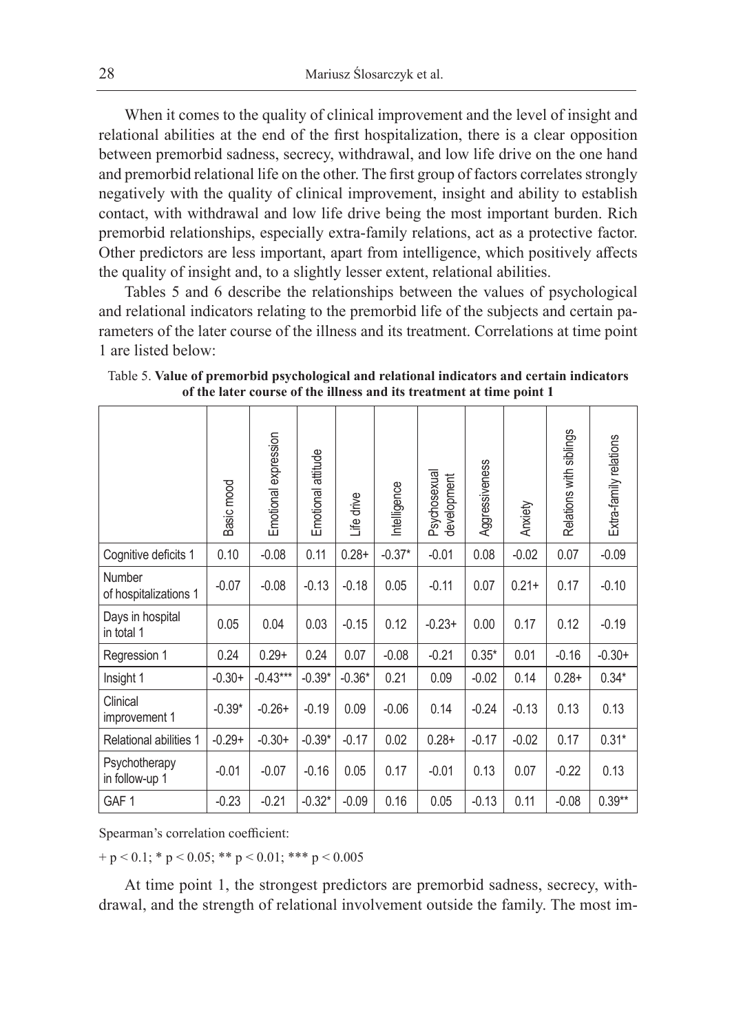When it comes to the quality of clinical improvement and the level of insight and relational abilities at the end of the first hospitalization, there is a clear opposition between premorbid sadness, secrecy, withdrawal, and low life drive on the one hand and premorbid relational life on the other. The first group of factors correlates strongly negatively with the quality of clinical improvement, insight and ability to establish contact, with withdrawal and low life drive being the most important burden. Rich premorbid relationships, especially extra-family relations, act as a protective factor. Other predictors are less important, apart from intelligence, which positively affects the quality of insight and, to a slightly lesser extent, relational abilities.

Tables 5 and 6 describe the relationships between the values of psychological and relational indicators relating to the premorbid life of the subjects and certain parameters of the later course of the illness and its treatment. Correlations at time point 1 are listed below:

Table 5. **Value of premorbid psychological and relational indicators and certain indicators of the later course of the illness and its treatment at time point 1**

| | Basic mood | Emotional expression | Emotional attitude | Life drive | Intelligence | Psychosexual development | Aggressiveness | Anxiety | Relations with siblings | Extra-family relations |
|---|---|---|---|---|---|---|---|---|---|---|
| Cognitive deficits 1 | 0.10 | -0.08 | 0.11 | 0.28+ | -0.37* | -0.01 | 0.08 | -0.02 | 0.07 | -0.09 |
| Number of hospitalizations 1 | -0.07 | -0.08 | -0.13 | -0.18 | 0.05 | -0.11 | 0.07 | 0.21+ | 0.17 | -0.10 |
| Days in hospital in total 1 | 0.05 | 0.04 | 0.03 | -0.15 | 0.12 | -0.23+ | 0.00 | 0.17 | 0.12 | -0.19 |
| Regression 1 | 0.24 | 0.29+ | 0.24 | 0.07 | -0.08 | -0.21 | 0.35* | 0.01 | -0.16 | -0.30+ |
| Insight 1 | -0.30+ | -0.43*** | -0.39* | -0.36* | 0.21 | 0.09 | -0.02 | 0.14 | 0.28+ | 0.34* |
| Clinical improvement 1 | -0.39* | -0.26+ | -0.19 | 0.09 | -0.06 | 0.14 | -0.24 | -0.13 | 0.13 | 0.13 |
| Relational abilities 1 | -0.29+ | -0.30+ | -0.39* | -0.17 | 0.02 | 0.28+ | -0.17 | -0.02 | 0.17 | 0.31* |
| Psychotherapy in follow-up 1 | -0.01 | -0.07 | -0.16 | 0.05 | 0.17 | -0.01 | 0.13 | 0.07 | -0.22 | 0.13 |
| GAF 1 | -0.23 | -0.21 | -0.32* | -0.09 | 0.16 | 0.05 | -0.13 | 0.11 | -0.08 | 0.39** |

Spearman's correlation coefficient:

+ $p < 0.1$; * $p < 0.05$; ** $p < 0.01$; *** $p < 0.005$

At time point 1, the strongest predictors are premorbid sadness, secrecy, withdrawal, and the strength of relational involvement outside the family. The most im-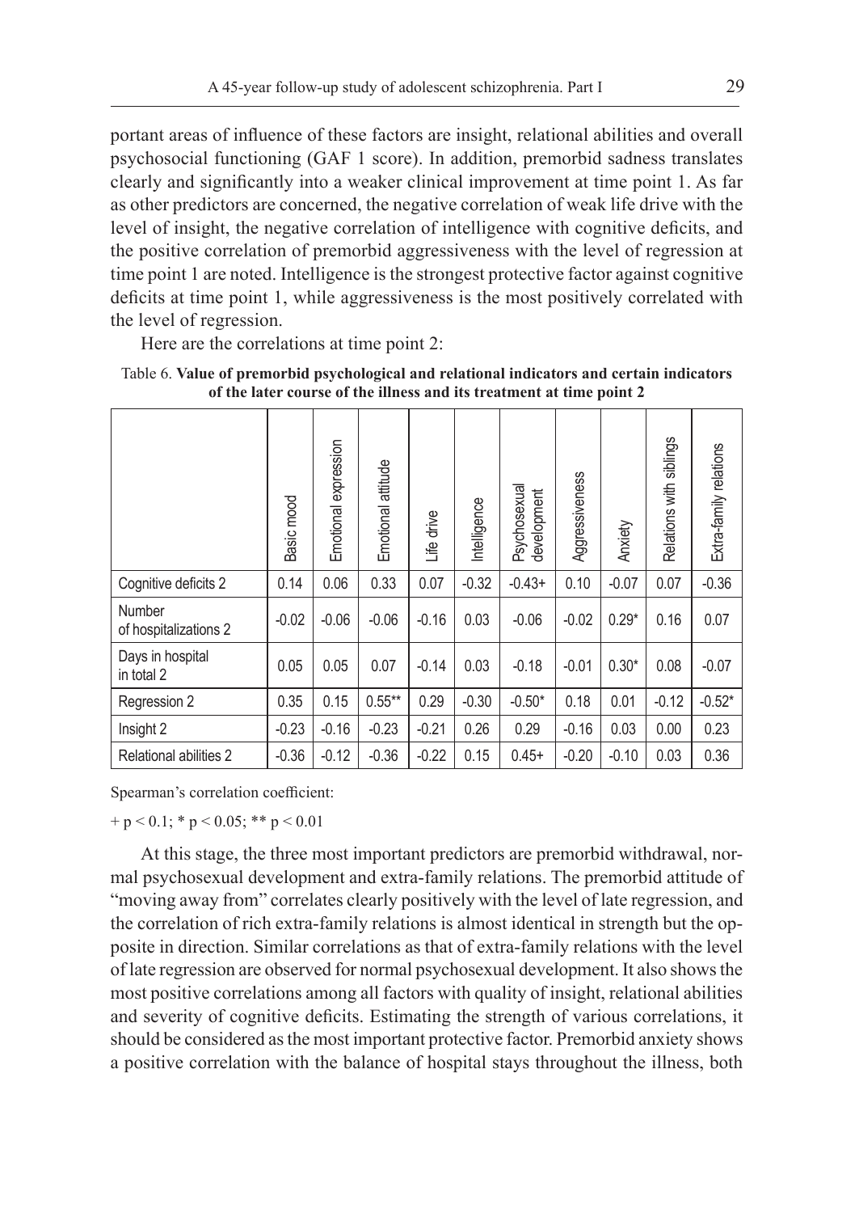portant areas of influence of these factors are insight, relational abilities and overall psychosocial functioning (GAF 1 score). In addition, premorbid sadness translates clearly and significantly into a weaker clinical improvement at time point 1. As far as other predictors are concerned, the negative correlation of weak life drive with the level of insight, the negative correlation of intelligence with cognitive deficits, and the positive correlation of premorbid aggressiveness with the level of regression at time point 1 are noted. Intelligence is the strongest protective factor against cognitive deficits at time point 1, while aggressiveness is the most positively correlated with the level of regression.

Here are the correlations at time point 2:

Table 6. **Value of premorbid psychological and relational indicators and certain indicators of the later course of the illness and its treatment at time point 2**

| | Basic mood | Emotional expression | Emotional attitude | Life drive | Intelligence | Psychosexual development | Aggressiveness | Anxiety | Relations with siblings | Extra-family relations |
|---|---|---|---|---|---|---|---|---|---|---|
| Cognitive deficits 2 | 0.14 | 0.06 | 0.33 | 0.07 | -0.32 | -0.43+ | 0.10 | -0.07 | 0.07 | -0.36 |
| Number of hospitalizations 2 | -0.02 | -0.06 | -0.06 | -0.16 | 0.03 | -0.06 | -0.02 | 0.29* | 0.16 | 0.07 |
| Days in hospital in total 2 | 0.05 | 0.05 | 0.07 | -0.14 | 0.03 | -0.18 | -0.01 | 0.30* | 0.08 | -0.07 |
| Regression 2 | 0.35 | 0.15 | 0.55** | 0.29 | -0.30 | -0.50* | 0.18 | 0.01 | -0.12 | -0.52* |
| Insight 2 | -0.23 | -0.16 | -0.23 | -0.21 | 0.26 | 0.29 | -0.16 | 0.03 | 0.00 | 0.23 |
| Relational abilities 2 | -0.36 | -0.12 | -0.36 | -0.22 | 0.15 | 0.45+ | -0.20 | -0.10 | 0.03 | 0.36 |

Spearman's correlation coefficient:

+ $p < 0.1$; * $p < 0.05$; ** $p < 0.01$

At this stage, the three most important predictors are premorbid withdrawal, normal psychosexual development and extra-family relations. The premorbid attitude of "moving away from" correlates clearly positively with the level of late regression, and the correlation of rich extra-family relations is almost identical in strength but the opposite in direction. Similar correlations as that of extra-family relations with the level of late regression are observed for normal psychosexual development. It also shows the most positive correlations among all factors with quality of insight, relational abilities and severity of cognitive deficits. Estimating the strength of various correlations, it should be considered as the most important protective factor. Premorbid anxiety shows a positive correlation with the balance of hospital stays throughout the illness, both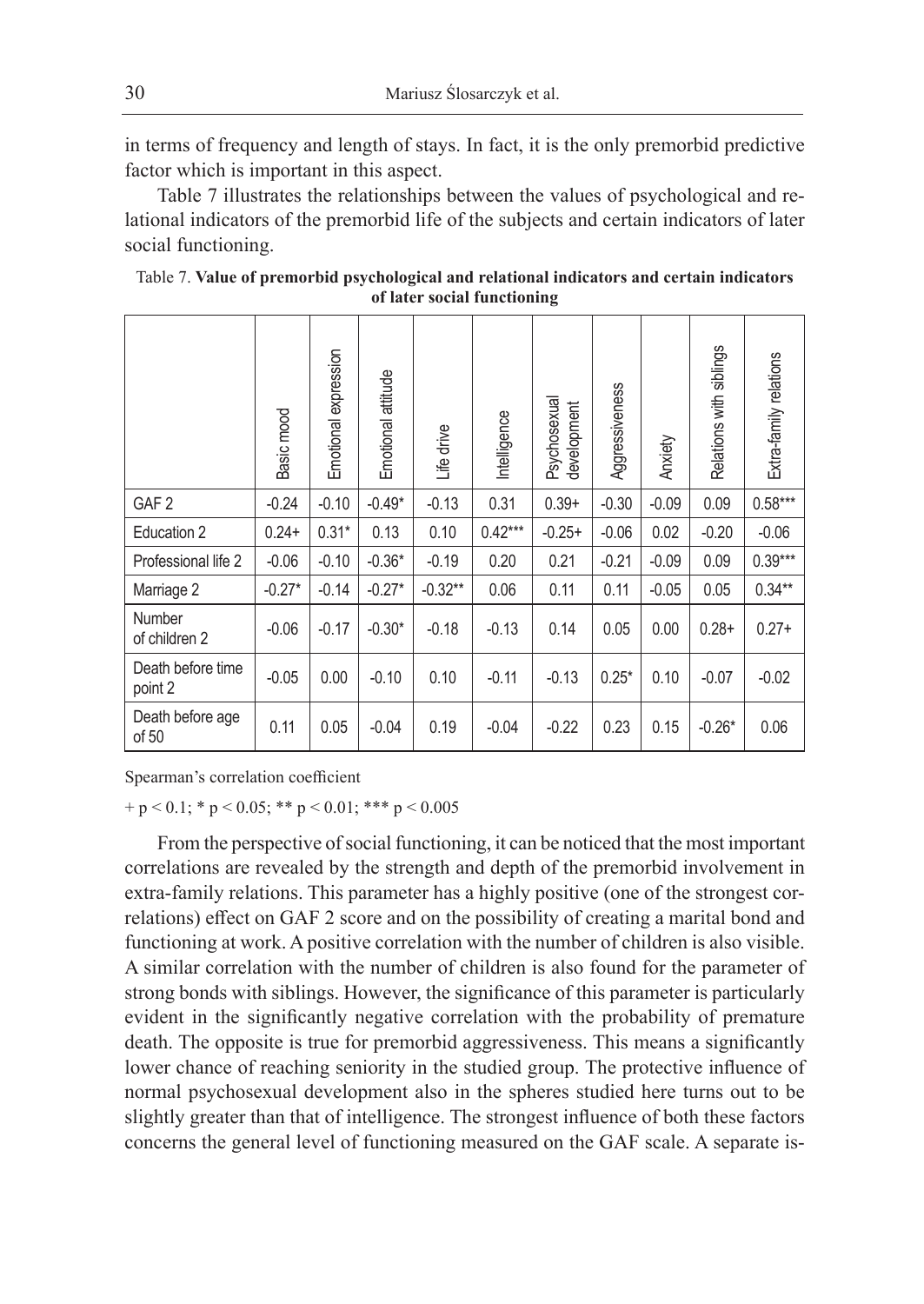in terms of frequency and length of stays. In fact, it is the only premorbid predictive factor which is important in this aspect.

Table 7 illustrates the relationships between the values of psychological and relational indicators of the premorbid life of the subjects and certain indicators of later social functioning.

Table 7. **Value of premorbid psychological and relational indicators and certain indicators of later social functioning**

| | Basic mood | Emotional expression | Emotional attitude | Life drive | Intelligence | Psychosexual development | Aggressiveness | Anxiety | Relations with siblings | Extra-family relations |
|---|---|---|---|---|---|---|---|---|---|---|
| GAF 2 | -0.24 | -0.10 | -0.49* | -0.13 | 0.31 | 0.39+ | -0.30 | -0.09 | 0.09 | 0.58*** |
| Education 2 | 0.24+ | 0.31* | 0.13 | 0.10 | 0.42*** | -0.25+ | -0.06 | 0.02 | -0.20 | -0.06 |
| Professional life 2 | -0.06 | -0.10 | -0.36* | -0.19 | 0.20 | 0.21 | -0.21 | -0.09 | 0.09 | 0.39*** |
| Marriage 2 | -0.27* | -0.14 | -0.27* | -0.32** | 0.06 | 0.11 | 0.11 | -0.05 | 0.05 | 0.34** |
| Number of children 2 | -0.06 | -0.17 | -0.30* | -0.18 | -0.13 | 0.14 | 0.05 | 0.00 | 0.28+ | 0.27+ |
| Death before time point 2 | -0.05 | 0.00 | -0.10 | 0.10 | -0.11 | -0.13 | 0.25* | 0.10 | -0.07 | -0.02 |
| Death before age of 50 | 0.11 | 0.05 | -0.04 | 0.19 | -0.04 | -0.22 | 0.23 | 0.15 | -0.26* | 0.06 |

Spearman's correlation coefficient

+ $p < 0.1$; * $p < 0.05$; ** $p < 0.01$; *** $p < 0.005$

From the perspective of social functioning, it can be noticed that the most important correlations are revealed by the strength and depth of the premorbid involvement in extra-family relations. This parameter has a highly positive (one of the strongest correlations) effect on GAF 2 score and on the possibility of creating a marital bond and functioning at work. A positive correlation with the number of children is also visible. A similar correlation with the number of children is also found for the parameter of strong bonds with siblings. However, the significance of this parameter is particularly evident in the significantly negative correlation with the probability of premature death. The opposite is true for premorbid aggressiveness. This means a significantly lower chance of reaching seniority in the studied group. The protective influence of normal psychosexual development also in the spheres studied here turns out to be slightly greater than that of intelligence. The strongest influence of both these factors concerns the general level of functioning measured on the GAF scale. A separate is-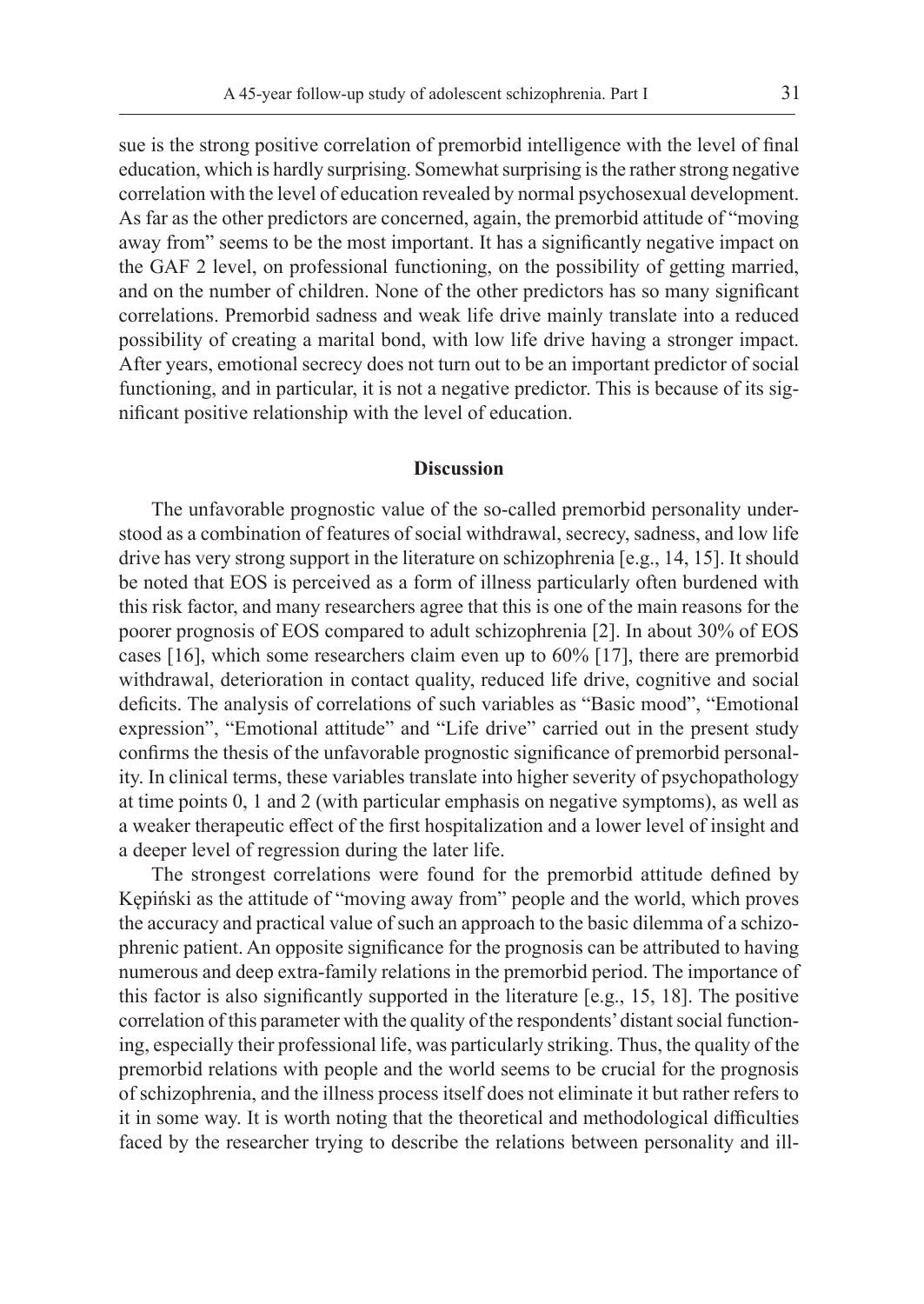sue is the strong positive correlation of premorbid intelligence with the level of final education, which is hardly surprising. Somewhat surprising is the rather strong negative correlation with the level of education revealed by normal psychosexual development. As far as the other predictors are concerned, again, the premorbid attitude of "moving away from" seems to be the most important. It has a significantly negative impact on the GAF 2 level, on professional functioning, on the possibility of getting married, and on the number of children. None of the other predictors has so many significant correlations. Premorbid sadness and weak life drive mainly translate into a reduced possibility of creating a marital bond, with low life drive having a stronger impact. After years, emotional secrecy does not turn out to be an important predictor of social functioning, and in particular, it is not a negative predictor. This is because of its significant positive relationship with the level of education.

## Discussion

The unfavorable prognostic value of the so-called premorbid personality understood as a combination of features of social withdrawal, secrecy, sadness, and low life drive has very strong support in the literature on schizophrenia [e.g., 14, 15]. It should be noted that EOS is perceived as a form of illness particularly often burdened with this risk factor, and many researchers agree that this is one of the main reasons for the poorer prognosis of EOS compared to adult schizophrenia [2]. In about 30% of EOS cases [16], which some researchers claim even up to 60% [17], there are premorbid withdrawal, deterioration in contact quality, reduced life drive, cognitive and social deficits. The analysis of correlations of such variables as "Basic mood", "Emotional expression", "Emotional attitude" and "Life drive" carried out in the present study confirms the thesis of the unfavorable prognostic significance of premorbid personality. In clinical terms, these variables translate into higher severity of psychopathology at time points 0, 1 and 2 (with particular emphasis on negative symptoms), as well as a weaker therapeutic effect of the first hospitalization and a lower level of insight and a deeper level of regression during the later life.

The strongest correlations were found for the premorbid attitude defined by Kępiński as the attitude of "moving away from" people and the world, which proves the accuracy and practical value of such an approach to the basic dilemma of a schizophrenic patient. An opposite significance for the prognosis can be attributed to having numerous and deep extra-family relations in the premorbid period. The importance of this factor is also significantly supported in the literature [e.g., 15, 18]. The positive correlation of this parameter with the quality of the respondents' distant social functioning, especially their professional life, was particularly striking. Thus, the quality of the premorbid relations with people and the world seems to be crucial for the prognosis of schizophrenia, and the illness process itself does not eliminate it but rather refers to it in some way. It is worth noting that the theoretical and methodological difficulties faced by the researcher trying to describe the relations between personality and ill-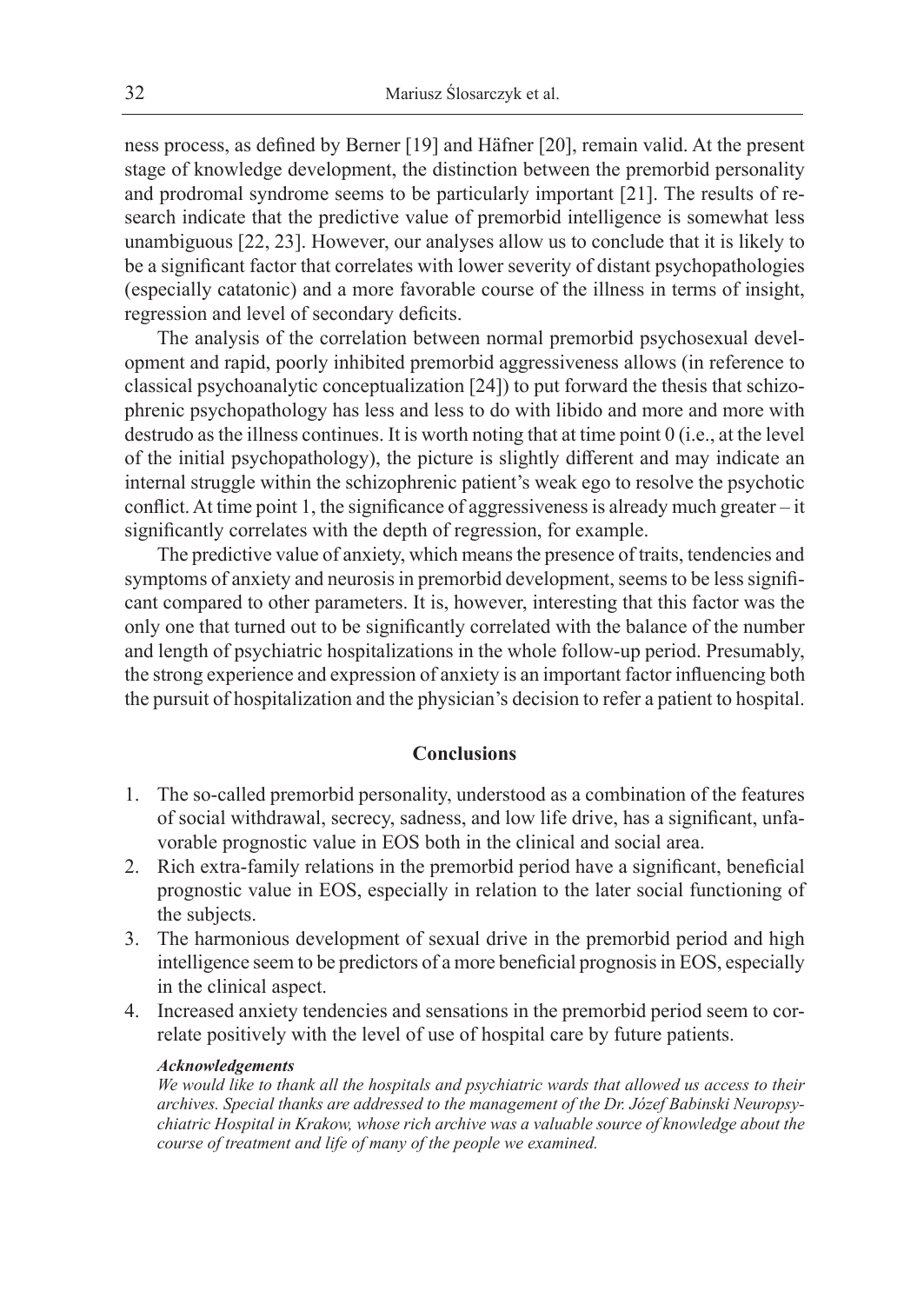ness process, as defined by Berner [19] and Häfner [20], remain valid. At the present stage of knowledge development, the distinction between the premorbid personality and prodromal syndrome seems to be particularly important [21]. The results of research indicate that the predictive value of premorbid intelligence is somewhat less unambiguous [22, 23]. However, our analyses allow us to conclude that it is likely to be a significant factor that correlates with lower severity of distant psychopathologies (especially catatonic) and a more favorable course of the illness in terms of insight, regression and level of secondary deficits.

The analysis of the correlation between normal premorbid psychosexual development and rapid, poorly inhibited premorbid aggressiveness allows (in reference to classical psychoanalytic conceptualization [24]) to put forward the thesis that schizophrenic psychopathology has less and less to do with libido and more and more with destrudo as the illness continues. It is worth noting that at time point 0 (i.e., at the level of the initial psychopathology), the picture is slightly different and may indicate an internal struggle within the schizophrenic patient's weak ego to resolve the psychotic conflict. At time point 1, the significance of aggressiveness is already much greater – it significantly correlates with the depth of regression, for example.

The predictive value of anxiety, which means the presence of traits, tendencies and symptoms of anxiety and neurosis in premorbid development, seems to be less significant compared to other parameters. It is, however, interesting that this factor was the only one that turned out to be significantly correlated with the balance of the number and length of psychiatric hospitalizations in the whole follow-up period. Presumably, the strong experience and expression of anxiety is an important factor influencing both the pursuit of hospitalization and the physician's decision to refer a patient to hospital.

## Conclusions

1. The so-called premorbid personality, understood as a combination of the features of social withdrawal, secrecy, sadness, and low life drive, has a significant, unfavorable prognostic value in EOS both in the clinical and social area.
2. Rich extra-family relations in the premorbid period have a significant, beneficial prognostic value in EOS, especially in relation to the later social functioning of the subjects.
3. The harmonious development of sexual drive in the premorbid period and high intelligence seem to be predictors of a more beneficial prognosis in EOS, especially in the clinical aspect.
4. Increased anxiety tendencies and sensations in the premorbid period seem to correlate positively with the level of use of hospital care by future patients.

***Acknowledgements***

*We would like to thank all the hospitals and psychiatric wards that allowed us access to their archives. Special thanks are addressed to the management of the Dr. Józef Babinski Neuropsychiatric Hospital in Krakow, whose rich archive was a valuable source of knowledge about the course of treatment and life of many of the people we examined.*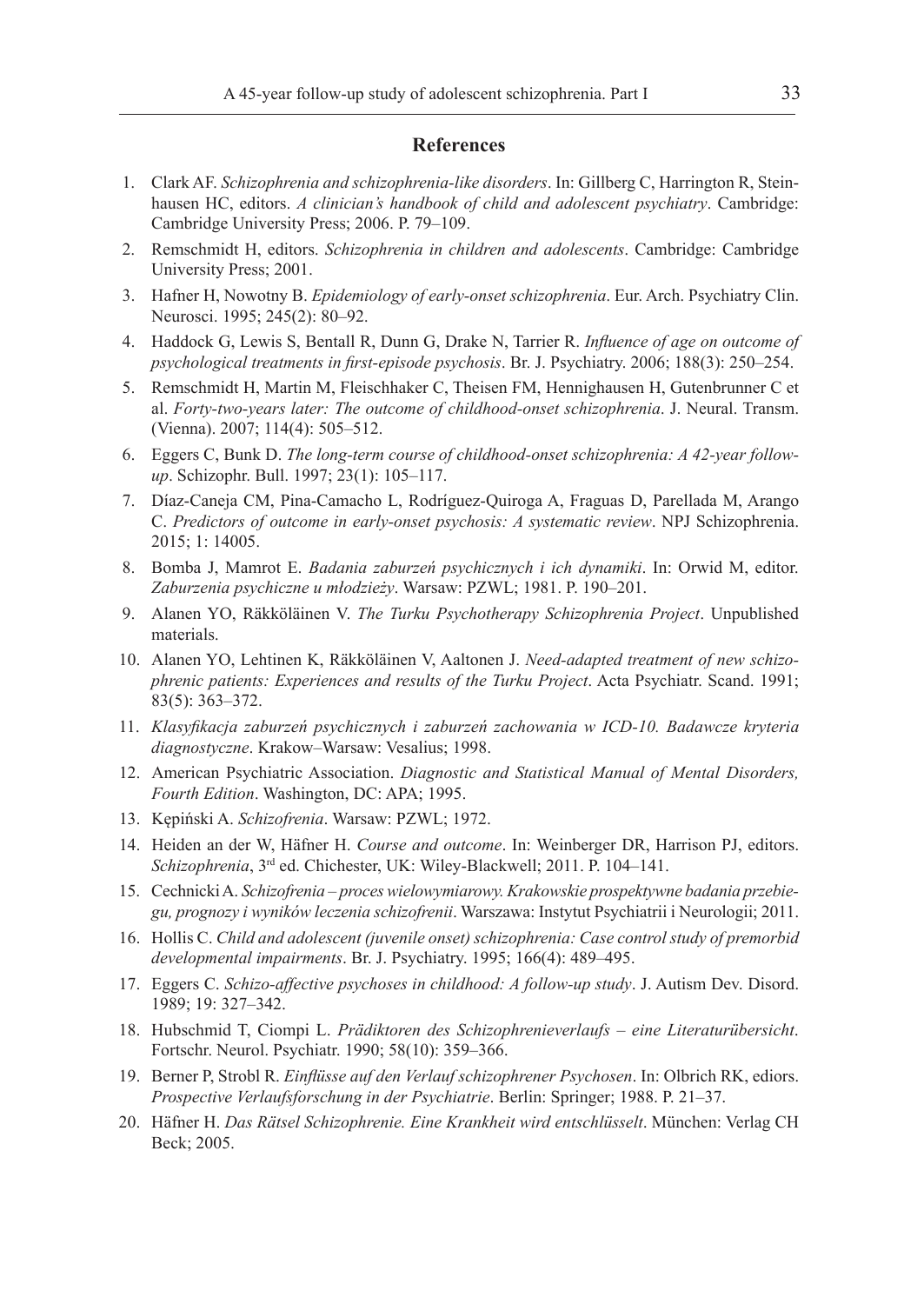## References

1. Clark AF. *Schizophrenia and schizophrenia-like disorders*. In: Gillberg C, Harrington R, Steinhausen HC, editors. *A clinician's handbook of child and adolescent psychiatry*. Cambridge: Cambridge University Press; 2006. P. 79–109.
2. Remschmidt H, editors. *Schizophrenia in children and adolescents*. Cambridge: Cambridge University Press; 2001.
3. Hafner H, Nowotny B. *Epidemiology of early-onset schizophrenia*. Eur. Arch. Psychiatry Clin. Neurosci. 1995; 245(2): 80–92.
4. Haddock G, Lewis S, Bentall R, Dunn G, Drake N, Tarrier R. *Influence of age on outcome of psychological treatments in first-episode psychosis*. Br. J. Psychiatry. 2006; 188(3): 250–254.
5. Remschmidt H, Martin M, Fleischhaker C, Theisen FM, Hennighausen H, Gutenbrunner C et al. *Forty-two-years later: The outcome of childhood-onset schizophrenia*. J. Neural. Transm. (Vienna). 2007; 114(4): 505–512.
6. Eggers C, Bunk D. *The long-term course of childhood-onset schizophrenia: A 42-year follow-up*. Schizophr. Bull. 1997; 23(1): 105–117.
7. Díaz-Caneja CM, Pina-Camacho L, Rodríguez-Quiroga A, Fraguas D, Parellada M, Arango C. *Predictors of outcome in early-onset psychosis: A systematic review*. NPJ Schizophrenia. 2015; 1: 14005.
8. Bomba J, Mamrot E. *Badania zaburzeń psychicznych i ich dynamiki*. In: Orwid M, editor. *Zaburzenia psychiczne u młodzieży*. Warsaw: PZWL; 1981. P. 190–201.
9. Alanen YO, Räkköläinen V. *The Turku Psychotherapy Schizophrenia Project*. Unpublished materials.
10. Alanen YO, Lehtinen K, Räkköläinen V, Aaltonen J. *Need-adapted treatment of new schizophrenic patients: Experiences and results of the Turku Project*. Acta Psychiatr. Scand. 1991; 83(5): 363–372.
11. *Klasyfikacja zaburzeń psychicznych i zaburzeń zachowania w ICD-10. Badawcze kryteria diagnostyczne*. Krakow–Warsaw: Vesalius; 1998.
12. American Psychiatric Association. *Diagnostic and Statistical Manual of Mental Disorders, Fourth Edition*. Washington, DC: APA; 1995.
13. Kępiński A. *Schizofrenia*. Warsaw: PZWL; 1972.
14. Heiden an der W, Häfner H. *Course and outcome*. In: Weinberger DR, Harrison PJ, editors. *Schizophrenia*, 3rd ed. Chichester, UK: Wiley-Blackwell; 2011. P. 104–141.
15. Cechnicki A. *Schizofrenia – proces wielowymiarowy. Krakowskie prospektywne badania przebiegu, prognozy i wyników leczenia schizofrenii*. Warszawa: Instytut Psychiatrii i Neurologii; 2011.
16. Hollis C. *Child and adolescent (juvenile onset) schizophrenia: Case control study of premorbid developmental impairments*. Br. J. Psychiatry. 1995; 166(4): 489–495.
17. Eggers C. *Schizo-affective psychoses in childhood: A follow-up study*. J. Autism Dev. Disord. 1989; 19: 327–342.
18. Hubschmid T, Ciompi L. *Prädiktoren des Schizophrenieverlaufs – eine Literaturübersicht*. Fortschr. Neurol. Psychiatr. 1990; 58(10): 359–366.
19. Berner P, Strobl R. *Einflüsse auf den Verlauf schizophrener Psychosen*. In: Olbrich RK, ediors. *Prospective Verlaufsforschung in der Psychiatrie*. Berlin: Springer; 1988. P. 21–37.
20. Häfner H. *Das Rätsel Schizophrenie. Eine Krankheit wird entschlüsselt*. München: Verlag CH Beck; 2005.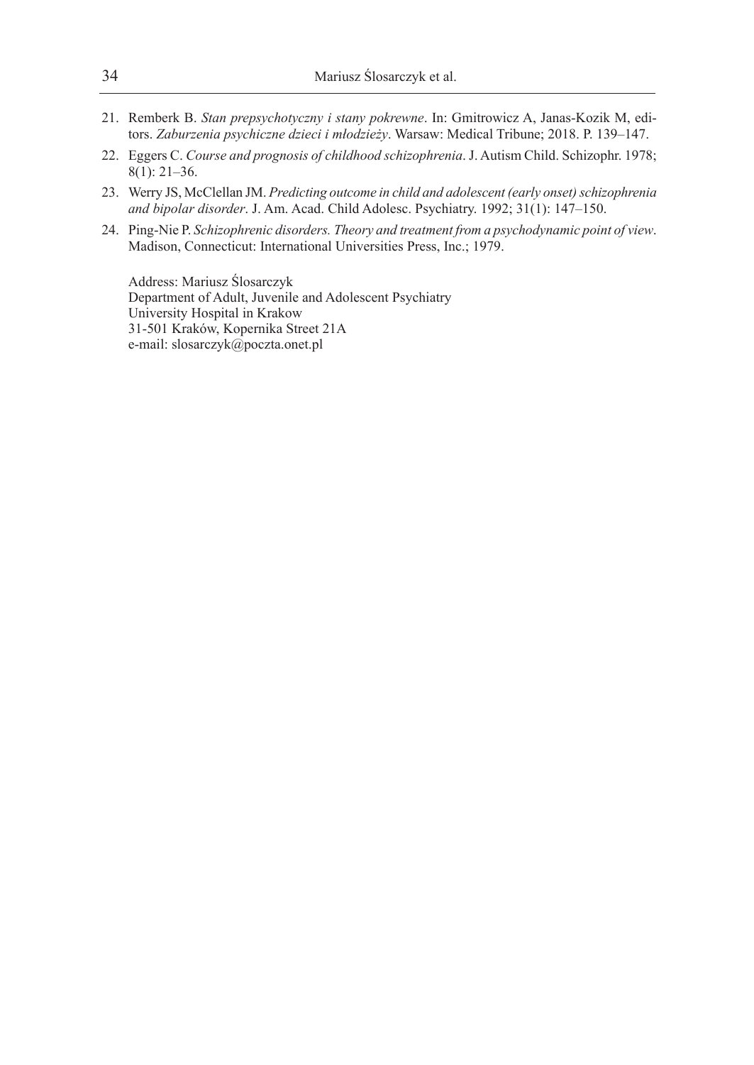21. Remberk B. *Stan prepsychotyczny i stany pokrewne*. In: Gmitrowicz A, Janas-Kozik M, editors. *Zaburzenia psychiczne dzieci i młodzieży*. Warsaw: Medical Tribune; 2018. P. 139–147.
22. Eggers C. *Course and prognosis of childhood schizophrenia*. J. Autism Child. Schizophr. 1978; 8(1): 21–36.
23. Werry JS, McClellan JM. *Predicting outcome in child and adolescent (early onset) schizophrenia and bipolar disorder*. J. Am. Acad. Child Adolesc. Psychiatry. 1992; 31(1): 147–150.
24. Ping-Nie P. *Schizophrenic disorders. Theory and treatment from a psychodynamic point of view*. Madison, Connecticut: International Universities Press, Inc.; 1979.

Address: Mariusz Ślosarczyk
Department of Adult, Juvenile and Adolescent Psychiatry
University Hospital in Krakow
31-501 Kraków, Kopernika Street 21A
e-mail: slosarczyk@poczta.onet.pl